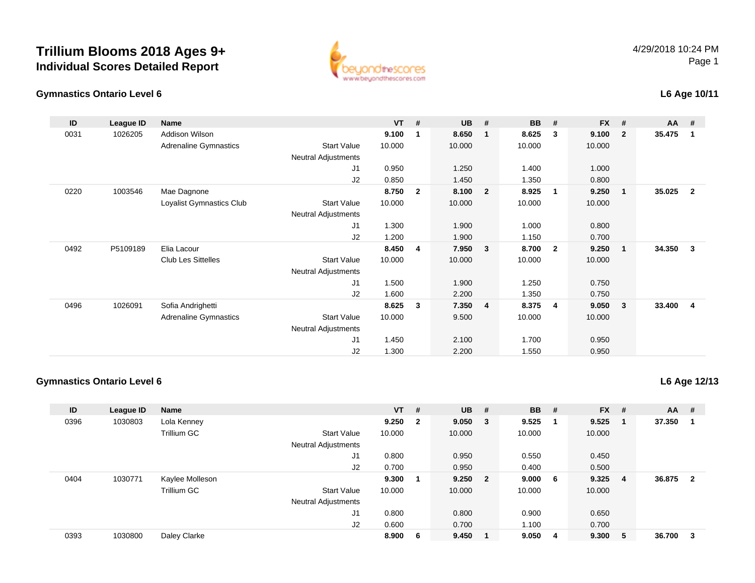# Trillium Blooms 2018 Ages 9+

## Individual Scores Detailed Report

4/29/2018 10:24 PM

### Gymnastics Ontario Level 6

**L6 Age 10/11**

| ID | League ID | Name | | VT | # | UB | # | BB | # | FX | # | AA | # |
|---|---|---|---|---|---|---|---|---|---|---|---|---|---|
| 0031 | 1026205 | Addison Wilson | | **9.100** | **1** | **8.650** | **1** | **8.625** | **3** | **9.100** | **2** | **35.475** | **1** |
| | | Adrenaline Gymnastics | Start Value | 10.000 | | 10.000 | | 10.000 | | 10.000 | | | |
| | | | Neutral Adjustments | | | | | | | | | | |
| | | | J1 | 0.950 | | 1.250 | | 1.400 | | 1.000 | | | |
| | | | J2 | 0.850 | | 1.450 | | 1.350 | | 0.800 | | | |
| 0220 | 1003546 | Mae Dagnone | | **8.750** | **2** | **8.100** | **2** | **8.925** | **1** | **9.250** | **1** | **35.025** | **2** |
| | | Loyalist Gymnastics Club | Start Value | 10.000 | | 10.000 | | 10.000 | | 10.000 | | | |
| | | | Neutral Adjustments | | | | | | | | | | |
| | | | J1 | 1.300 | | 1.900 | | 1.000 | | 0.800 | | | |
| | | | J2 | 1.200 | | 1.900 | | 1.150 | | 0.700 | | | |
| 0492 | P5109189 | Elia Lacour | | **8.450** | **4** | **7.950** | **3** | **8.700** | **2** | **9.250** | **1** | **34.350** | **3** |
| | | Club Les Sittelles | Start Value | 10.000 | | 10.000 | | 10.000 | | 10.000 | | | |
| | | | Neutral Adjustments | | | | | | | | | | |
| | | | J1 | 1.500 | | 1.900 | | 1.250 | | 0.750 | | | |
| | | | J2 | 1.600 | | 2.200 | | 1.350 | | 0.750 | | | |
| 0496 | 1026091 | Sofia Andrighetti | | **8.625** | **3** | **7.350** | **4** | **8.375** | **4** | **9.050** | **3** | **33.400** | **4** |
| | | Adrenaline Gymnastics | Start Value | 10.000 | | 9.500 | | 10.000 | | 10.000 | | | |
| | | | Neutral Adjustments | | | | | | | | | | |
| | | | J1 | 1.450 | | 2.100 | | 1.700 | | 0.950 | | | |
| | | | J2 | 1.300 | | 2.200 | | 1.550 | | 0.950 | | | |

### Gymnastics Ontario Level 6

**L6 Age 12/13**

| ID | League ID | Name | | VT | # | UB | # | BB | # | FX | # | AA | # |
|---|---|---|---|---|---|---|---|---|---|---|---|---|---|
| 0396 | 1030803 | Lola Kenney | | **9.250** | **2** | **9.050** | **3** | **9.525** | **1** | **9.525** | **1** | **37.350** | **1** |
| | | Trillium GC | Start Value | 10.000 | | 10.000 | | 10.000 | | 10.000 | | | |
| | | | Neutral Adjustments | | | | | | | | | | |
| | | | J1 | 0.800 | | 0.950 | | 0.550 | | 0.450 | | | |
| | | | J2 | 0.700 | | 0.950 | | 0.400 | | 0.500 | | | |
| 0404 | 1030771 | Kaylee Molleson | | **9.300** | **1** | **9.250** | **2** | **9.000** | **6** | **9.325** | **4** | **36.875** | **2** |
| | | Trillium GC | Start Value | 10.000 | | 10.000 | | 10.000 | | 10.000 | | | |
| | | | Neutral Adjustments | | | | | | | | | | |
| | | | J1 | 0.800 | | 0.800 | | 0.900 | | 0.650 | | | |
| | | | J2 | 0.600 | | 0.700 | | 1.100 | | 0.700 | | | |
| 0393 | 1030800 | Daley Clarke | | **8.900** | **6** | **9.450** | **1** | **9.050** | **4** | **9.300** | **5** | **36.700** | **3** |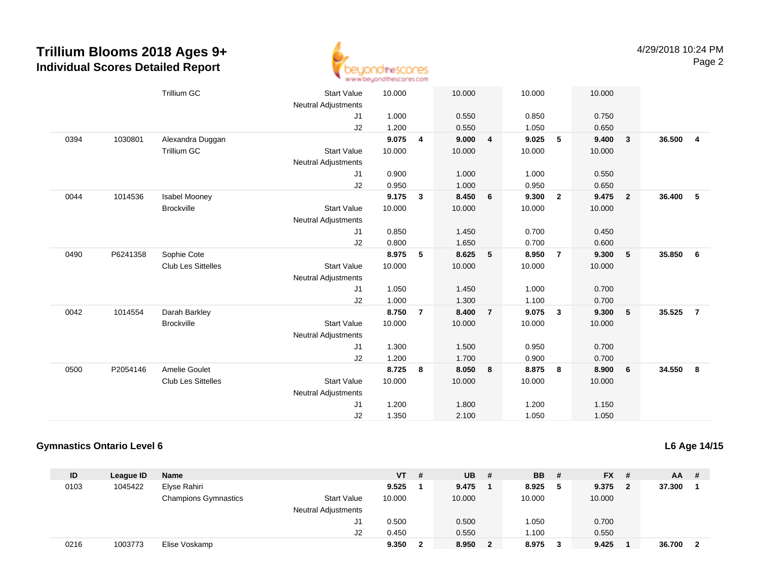# Trillium Blooms 2018 Ages 9+
## Individual Scores Detailed Report

4/29/2018 10:24 PM

| | | | | | | | | | | | | | | |
|---|---|---|---|---|---|---|---|---|---|---|---|---|---|---|
| | | Trillium GC | Start Value | 10.000 | | 10.000 | | 10.000 | | 10.000 | | | |
| | | | Neutral Adjustments | | | | | | | | | | |
| | | | J1 | 1.000 | | 0.550 | | 0.850 | | 0.750 | | | |
| | | | J2 | 1.200 | | 0.550 | | 1.050 | | 0.650 | | | |
| 0394 | 1030801 | Alexandra Duggan | | **9.075** | **4** | **9.000** | **4** | **9.025** | **5** | **9.400** | **3** | **36.500** | **4** |
| | | Trillium GC | Start Value | 10.000 | | 10.000 | | 10.000 | | 10.000 | | | |
| | | | Neutral Adjustments | | | | | | | | | | |
| | | | J1 | 0.900 | | 1.000 | | 1.000 | | 0.550 | | | |
| | | | J2 | 0.950 | | 1.000 | | 0.950 | | 0.650 | | | |
| 0044 | 1014536 | Isabel Mooney | | **9.175** | **3** | **8.450** | **6** | **9.300** | **2** | **9.475** | **2** | **36.400** | **5** |
| | | Brockville | Start Value | 10.000 | | 10.000 | | 10.000 | | 10.000 | | | |
| | | | Neutral Adjustments | | | | | | | | | | |
| | | | J1 | 0.850 | | 1.450 | | 0.700 | | 0.450 | | | |
| | | | J2 | 0.800 | | 1.650 | | 0.700 | | 0.600 | | | |
| 0490 | P6241358 | Sophie Cote | | **8.975** | **5** | **8.625** | **5** | **8.950** | **7** | **9.300** | **5** | **35.850** | **6** |
| | | Club Les Sittelles | Start Value | 10.000 | | 10.000 | | 10.000 | | 10.000 | | | |
| | | | Neutral Adjustments | | | | | | | | | | |
| | | | J1 | 1.050 | | 1.450 | | 1.000 | | 0.700 | | | |
| | | | J2 | 1.000 | | 1.300 | | 1.100 | | 0.700 | | | |
| 0042 | 1014554 | Darah Barkley | | **8.750** | **7** | **8.400** | **7** | **9.075** | **3** | **9.300** | **5** | **35.525** | **7** |
| | | Brockville | Start Value | 10.000 | | 10.000 | | 10.000 | | 10.000 | | | |
| | | | Neutral Adjustments | | | | | | | | | | |
| | | | J1 | 1.300 | | 1.500 | | 0.950 | | 0.700 | | | |
| | | | J2 | 1.200 | | 1.700 | | 0.900 | | 0.700 | | | |
| 0500 | P2054146 | Amelie Goulet | | **8.725** | **8** | **8.050** | **8** | **8.875** | **8** | **8.900** | **6** | **34.550** | **8** |
| | | Club Les Sittelles | Start Value | 10.000 | | 10.000 | | 10.000 | | 10.000 | | | |
| | | | Neutral Adjustments | | | | | | | | | | |
| | | | J1 | 1.200 | | 1.800 | | 1.200 | | 1.150 | | | |
| | | | J2 | 1.350 | | 2.100 | | 1.050 | | 1.050 | | | |

### Gymnastics Ontario Level 6

**L6 Age 14/15**

| ID | League ID | Name | | VT | # | UB | # | BB | # | FX | # | AA | # |
|---|---|---|---|---|---|---|---|---|---|---|---|---|---|
| 0103 | 1045422 | Elyse Rahiri | | **9.525** | **1** | **9.475** | **1** | **8.925** | **5** | **9.375** | **2** | **37.300** | **1** |
| | | Champions Gymnastics | Start Value | 10.000 | | 10.000 | | 10.000 | | 10.000 | | | |
| | | | Neutral Adjustments | | | | | | | | | | |
| | | | J1 | 0.500 | | 0.500 | | 1.050 | | 0.700 | | | |
| | | | J2 | 0.450 | | 0.550 | | 1.100 | | 0.550 | | | |
| 0216 | 1003773 | Elise Voskamp | | **9.350** | **2** | **8.950** | **2** | **8.975** | **3** | **9.425** | **1** | **36.700** | **2** |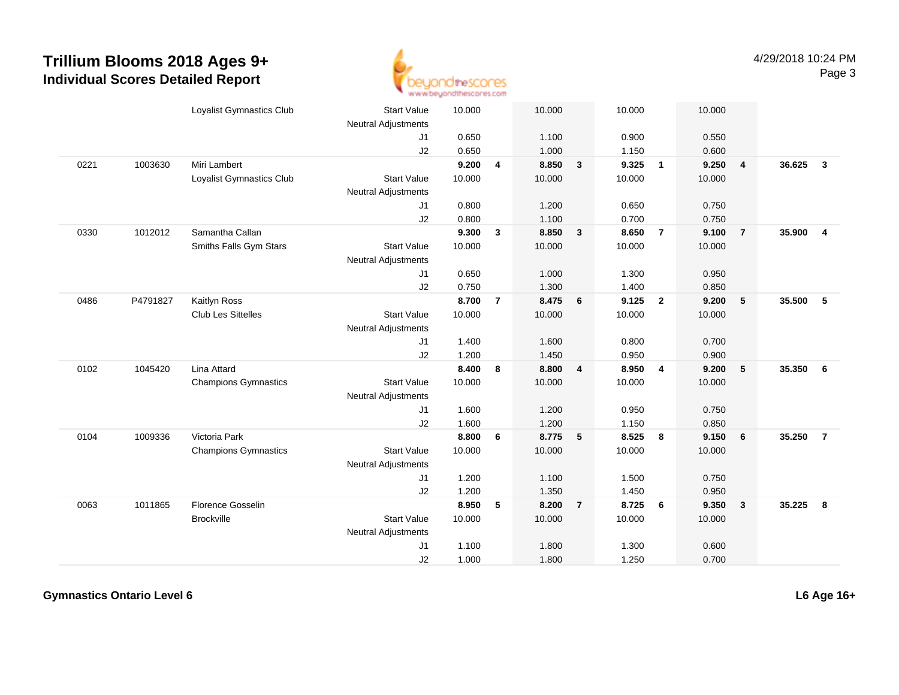# Trillium Blooms 2018 Ages 9+

## Individual Scores Detailed Report

| | | | | | | | | | | | | | |
|---|---|---|---|---|---|---|---|---|---|---|---|---|---|
| | | Loyalist Gymnastics Club | Start Value | 10.000 | | 10.000 | | 10.000 | | 10.000 | | | |
| | | | Neutral Adjustments | | | | | | | | | | |
| | | | J1 | 0.650 | | 1.100 | | 0.900 | | 0.550 | | | |
| | | | J2 | 0.650 | | 1.000 | | 1.150 | | 0.600 | | | |
| 0221 | 1003630 | Miri Lambert | | **9.200** | **4** | **8.850** | **3** | **9.325** | **1** | **9.250** | **4** | **36.625** | **3** |
| | | Loyalist Gymnastics Club | Start Value | 10.000 | | 10.000 | | 10.000 | | 10.000 | | | |
| | | | Neutral Adjustments | | | | | | | | | | |
| | | | J1 | 0.800 | | 1.200 | | 0.650 | | 0.750 | | | |
| | | | J2 | 0.800 | | 1.100 | | 0.700 | | 0.750 | | | |
| 0330 | 1012012 | Samantha Callan | | **9.300** | **3** | **8.850** | **3** | **8.650** | **7** | **9.100** | **7** | **35.900** | **4** |
| | | Smiths Falls Gym Stars | Start Value | 10.000 | | 10.000 | | 10.000 | | 10.000 | | | |
| | | | Neutral Adjustments | | | | | | | | | | |
| | | | J1 | 0.650 | | 1.000 | | 1.300 | | 0.950 | | | |
| | | | J2 | 0.750 | | 1.300 | | 1.400 | | 0.850 | | | |
| 0486 | P4791827 | Kaitlyn Ross | | **8.700** | **7** | **8.475** | **6** | **9.125** | **2** | **9.200** | **5** | **35.500** | **5** |
| | | Club Les Sittelles | Start Value | 10.000 | | 10.000 | | 10.000 | | 10.000 | | | |
| | | | Neutral Adjustments | | | | | | | | | | |
| | | | J1 | 1.400 | | 1.600 | | 0.800 | | 0.700 | | | |
| | | | J2 | 1.200 | | 1.450 | | 0.950 | | 0.900 | | | |
| 0102 | 1045420 | Lina Attard | | **8.400** | **8** | **8.800** | **4** | **8.950** | **4** | **9.200** | **5** | **35.350** | **6** |
| | | Champions Gymnastics | Start Value | 10.000 | | 10.000 | | 10.000 | | 10.000 | | | |
| | | | Neutral Adjustments | | | | | | | | | | |
| | | | J1 | 1.600 | | 1.200 | | 0.950 | | 0.750 | | | |
| | | | J2 | 1.600 | | 1.200 | | 1.150 | | 0.850 | | | |
| 0104 | 1009336 | Victoria Park | | **8.800** | **6** | **8.775** | **5** | **8.525** | **8** | **9.150** | **6** | **35.250** | **7** |
| | | Champions Gymnastics | Start Value | 10.000 | | 10.000 | | 10.000 | | 10.000 | | | |
| | | | Neutral Adjustments | | | | | | | | | | |
| | | | J1 | 1.200 | | 1.100 | | 1.500 | | 0.750 | | | |
| | | | J2 | 1.200 | | 1.350 | | 1.450 | | 0.950 | | | |
| 0063 | 1011865 | Florence Gosselin | | **8.950** | **5** | **8.200** | **7** | **8.725** | **6** | **9.350** | **3** | **35.225** | **8** |
| | | Brockville | Start Value | 10.000 | | 10.000 | | 10.000 | | 10.000 | | | |
| | | | Neutral Adjustments | | | | | | | | | | |
| | | | J1 | 1.100 | | 1.800 | | 1.300 | | 0.600 | | | |
| | | | J2 | 1.000 | | 1.800 | | 1.250 | | 0.700 | | | |

**Gymnastics Ontario Level 6** **L6 Age 16+**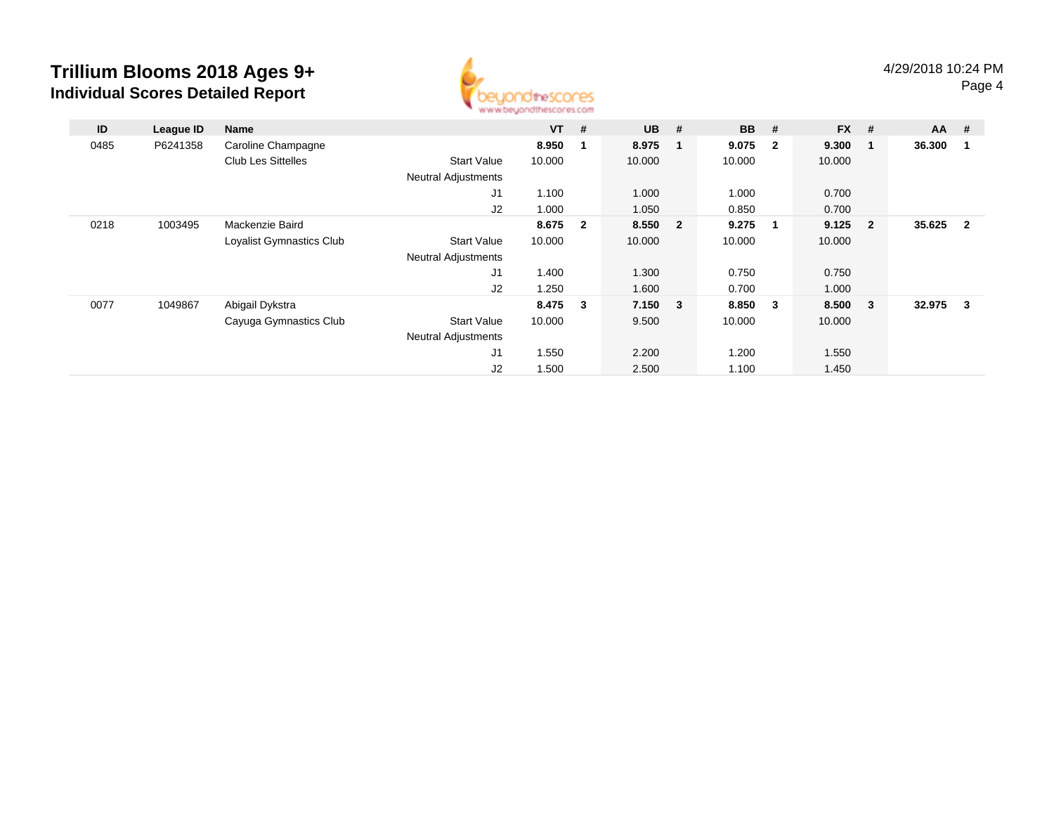# Trillium Blooms 2018 Ages 9+

## Individual Scores Detailed Report

4/29/2018 10:24 PM

| ID | League ID | Name | | VT | # | UB | # | BB | # | FX | # | AA | # |
|---|---|---|---|---|---|---|---|---|---|---|---|---|---|
| 0485 | P6241358 | Caroline Champagne | | **8.950** | **1** | **8.975** | **1** | **9.075** | **2** | **9.300** | **1** | **36.300** | **1** |
| | | Club Les Sittelles | Start Value | 10.000 | | 10.000 | | 10.000 | | 10.000 | | | |
| | | | Neutral Adjustments | | | | | | | | | | |
| | | | J1 | 1.100 | | 1.000 | | 1.000 | | 0.700 | | | |
| | | | J2 | 1.000 | | 1.050 | | 0.850 | | 0.700 | | | |
| 0218 | 1003495 | Mackenzie Baird | | **8.675** | **2** | **8.550** | **2** | **9.275** | **1** | **9.125** | **2** | **35.625** | **2** |
| | | Loyalist Gymnastics Club | Start Value | 10.000 | | 10.000 | | 10.000 | | 10.000 | | | |
| | | | Neutral Adjustments | | | | | | | | | | |
| | | | J1 | 1.400 | | 1.300 | | 0.750 | | 0.750 | | | |
| | | | J2 | 1.250 | | 1.600 | | 0.700 | | 1.000 | | | |
| 0077 | 1049867 | Abigail Dykstra | | **8.475** | **3** | **7.150** | **3** | **8.850** | **3** | **8.500** | **3** | **32.975** | **3** |
| | | Cayuga Gymnastics Club | Start Value | 10.000 | | 9.500 | | 10.000 | | 10.000 | | | |
| | | | Neutral Adjustments | | | | | | | | | | |
| | | | J1 | 1.550 | | 2.200 | | 1.200 | | 1.550 | | | |
| | | | J2 | 1.500 | | 2.500 | | 1.100 | | 1.450 | | | |